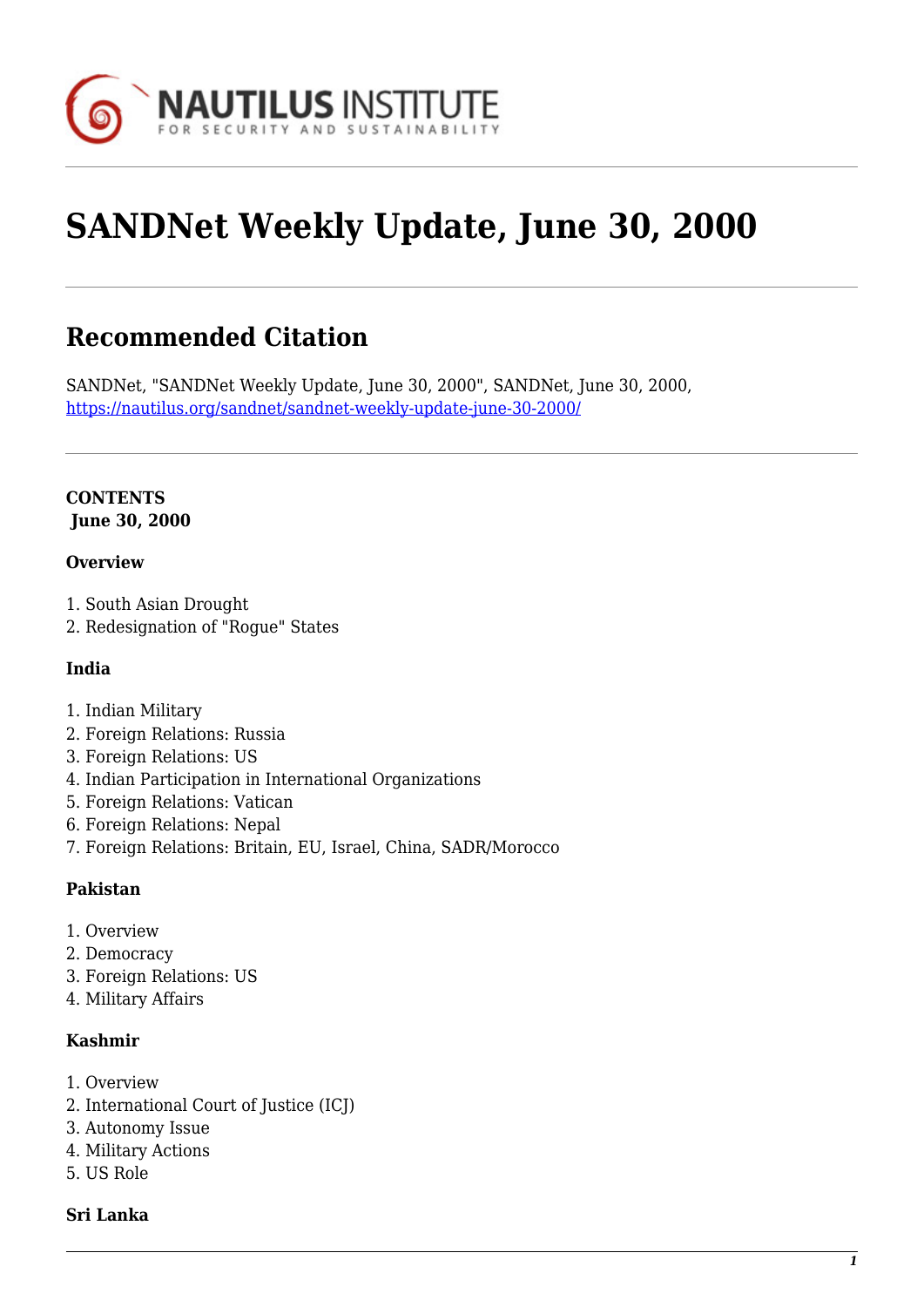# SANDNet Weekly Update, June 30, 2000

## Recommended Citation

SANDNet, "SANDNet Weekly Update, June 30, 2000", SANDNet, June 30, 2000, https://nautilus.org/sandnet/sandnet-weekly-update-june-30-2000/

**CONTENTS**
**June 30, 2000**

**Overview**

1. South Asian Drought
2. Redesignation of "Rogue" States

**India**

1. Indian Military
2. Foreign Relations: Russia
3. Foreign Relations: US
4. Indian Participation in International Organizations
5. Foreign Relations: Vatican
6. Foreign Relations: Nepal
7. Foreign Relations: Britain, EU, Israel, China, SADR/Morocco

**Pakistan**

1. Overview
2. Democracy
3. Foreign Relations: US
4. Military Affairs

**Kashmir**

1. Overview
2. International Court of Justice (ICJ)
3. Autonomy Issue
4. Military Actions
5. US Role

**Sri Lanka**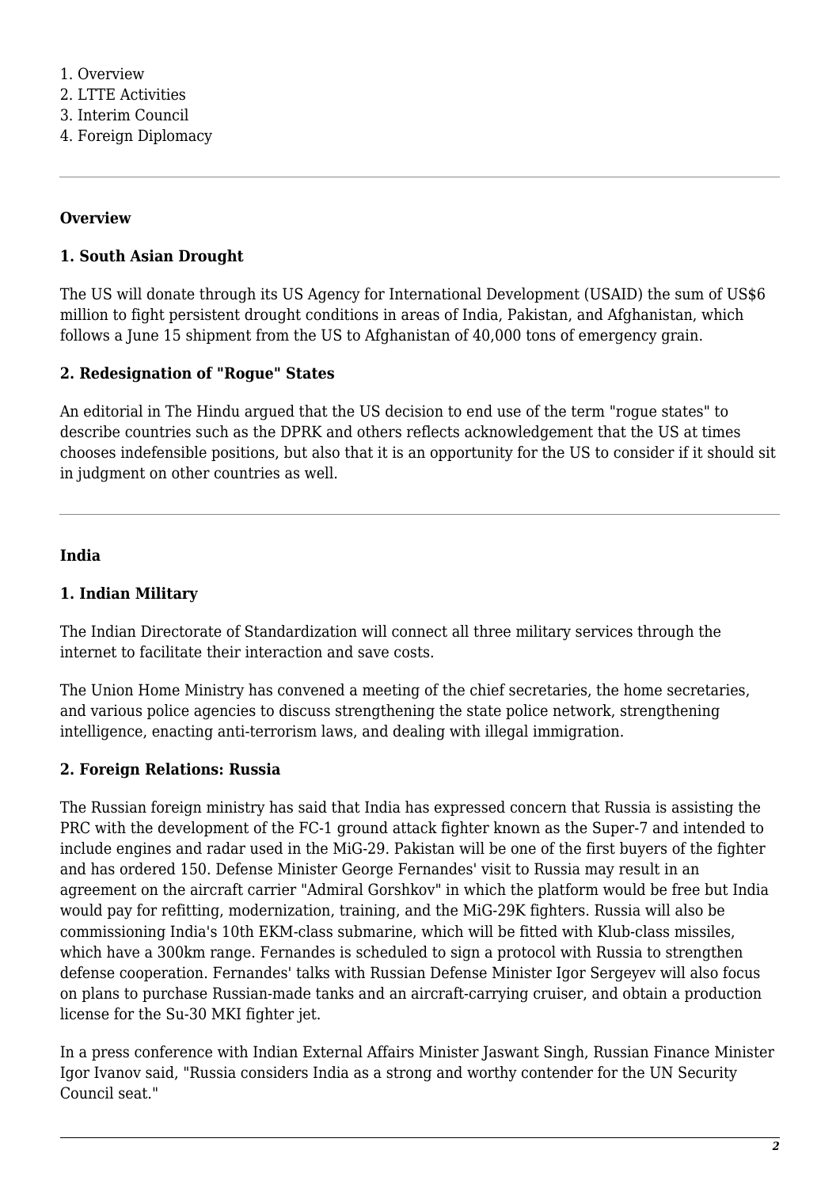1. Overview
2. LTTE Activities
3. Interim Council
4. Foreign Diplomacy

---

**Overview**

**1. South Asian Drought**

The US will donate through its US Agency for International Development (USAID) the sum of US$6 million to fight persistent drought conditions in areas of India, Pakistan, and Afghanistan, which follows a June 15 shipment from the US to Afghanistan of 40,000 tons of emergency grain.

**2. Redesignation of "Rogue" States**

An editorial in The Hindu argued that the US decision to end use of the term "rogue states" to describe countries such as the DPRK and others reflects acknowledgement that the US at times chooses indefensible positions, but also that it is an opportunity for the US to consider if it should sit in judgment on other countries as well.

---

**India**

**1. Indian Military**

The Indian Directorate of Standardization will connect all three military services through the internet to facilitate their interaction and save costs.

The Union Home Ministry has convened a meeting of the chief secretaries, the home secretaries, and various police agencies to discuss strengthening the state police network, strengthening intelligence, enacting anti-terrorism laws, and dealing with illegal immigration.

**2. Foreign Relations: Russia**

The Russian foreign ministry has said that India has expressed concern that Russia is assisting the PRC with the development of the FC-1 ground attack fighter known as the Super-7 and intended to include engines and radar used in the MiG-29. Pakistan will be one of the first buyers of the fighter and has ordered 150. Defense Minister George Fernandes' visit to Russia may result in an agreement on the aircraft carrier "Admiral Gorshkov" in which the platform would be free but India would pay for refitting, modernization, training, and the MiG-29K fighters. Russia will also be commissioning India's 10th EKM-class submarine, which will be fitted with Klub-class missiles, which have a 300km range. Fernandes is scheduled to sign a protocol with Russia to strengthen defense cooperation. Fernandes' talks with Russian Defense Minister Igor Sergeyev will also focus on plans to purchase Russian-made tanks and an aircraft-carrying cruiser, and obtain a production license for the Su-30 MKI fighter jet.

In a press conference with Indian External Affairs Minister Jaswant Singh, Russian Finance Minister Igor Ivanov said, "Russia considers India as a strong and worthy contender for the UN Security Council seat."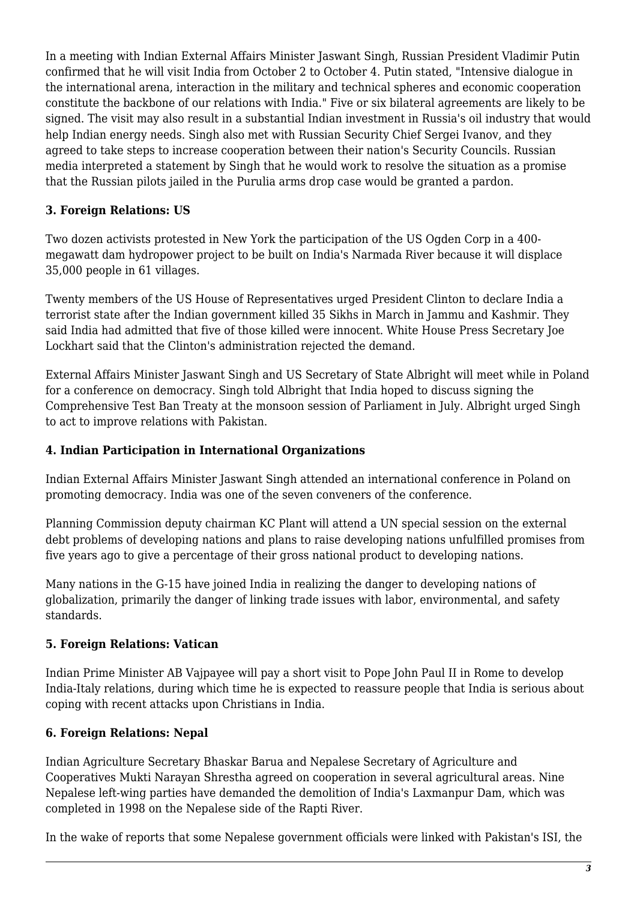In a meeting with Indian External Affairs Minister Jaswant Singh, Russian President Vladimir Putin confirmed that he will visit India from October 2 to October 4. Putin stated, "Intensive dialogue in the international arena, interaction in the military and technical spheres and economic cooperation constitute the backbone of our relations with India." Five or six bilateral agreements are likely to be signed. The visit may also result in a substantial Indian investment in Russia's oil industry that would help Indian energy needs. Singh also met with Russian Security Chief Sergei Ivanov, and they agreed to take steps to increase cooperation between their nation's Security Councils. Russian media interpreted a statement by Singh that he would work to resolve the situation as a promise that the Russian pilots jailed in the Purulia arms drop case would be granted a pardon.

### 3. Foreign Relations: US

Two dozen activists protested in New York the participation of the US Ogden Corp in a 400-megawatt dam hydropower project to be built on India's Narmada River because it will displace 35,000 people in 61 villages.

Twenty members of the US House of Representatives urged President Clinton to declare India a terrorist state after the Indian government killed 35 Sikhs in March in Jammu and Kashmir. They said India had admitted that five of those killed were innocent. White House Press Secretary Joe Lockhart said that the Clinton's administration rejected the demand.

External Affairs Minister Jaswant Singh and US Secretary of State Albright will meet while in Poland for a conference on democracy. Singh told Albright that India hoped to discuss signing the Comprehensive Test Ban Treaty at the monsoon session of Parliament in July. Albright urged Singh to act to improve relations with Pakistan.

### 4. Indian Participation in International Organizations

Indian External Affairs Minister Jaswant Singh attended an international conference in Poland on promoting democracy. India was one of the seven conveners of the conference.

Planning Commission deputy chairman KC Plant will attend a UN special session on the external debt problems of developing nations and plans to raise developing nations unfulfilled promises from five years ago to give a percentage of their gross national product to developing nations.

Many nations in the G-15 have joined India in realizing the danger to developing nations of globalization, primarily the danger of linking trade issues with labor, environmental, and safety standards.

### 5. Foreign Relations: Vatican

Indian Prime Minister AB Vajpayee will pay a short visit to Pope John Paul II in Rome to develop India-Italy relations, during which time he is expected to reassure people that India is serious about coping with recent attacks upon Christians in India.

### 6. Foreign Relations: Nepal

Indian Agriculture Secretary Bhaskar Barua and Nepalese Secretary of Agriculture and Cooperatives Mukti Narayan Shrestha agreed on cooperation in several agricultural areas. Nine Nepalese left-wing parties have demanded the demolition of India's Laxmanpur Dam, which was completed in 1998 on the Nepalese side of the Rapti River.

In the wake of reports that some Nepalese government officials were linked with Pakistan's ISI, the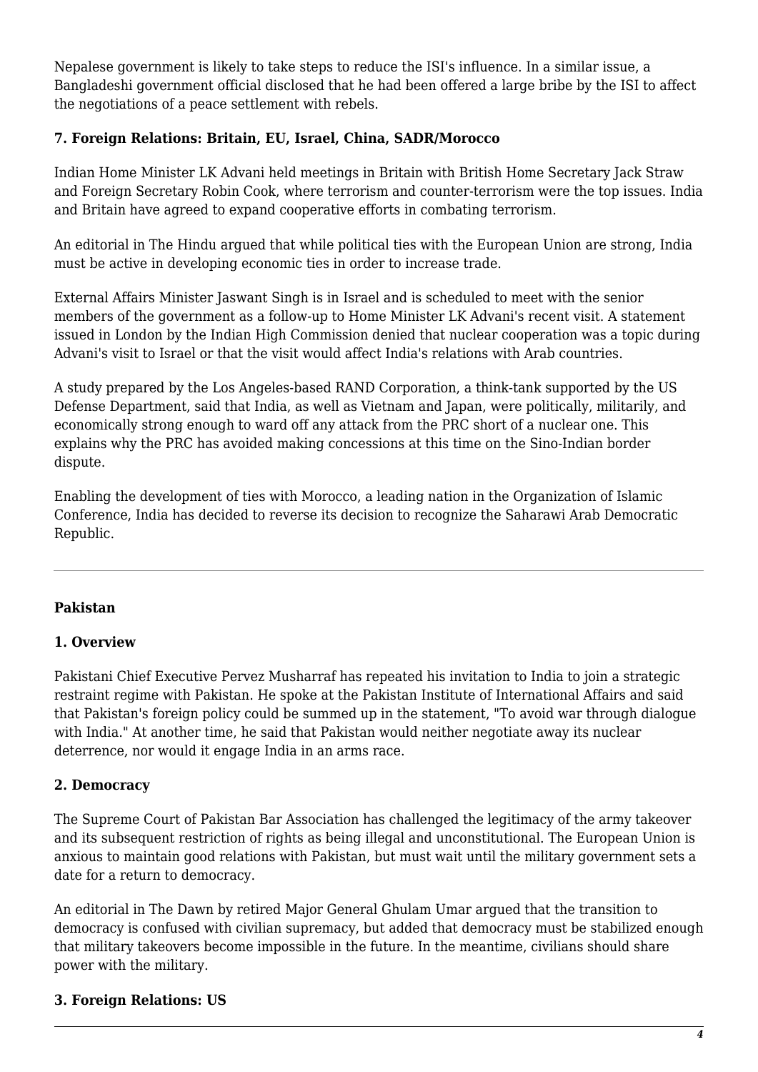Nepalese government is likely to take steps to reduce the ISI's influence. In a similar issue, a Bangladeshi government official disclosed that he had been offered a large bribe by the ISI to affect the negotiations of a peace settlement with rebels.

### 7. Foreign Relations: Britain, EU, Israel, China, SADR/Morocco

Indian Home Minister LK Advani held meetings in Britain with British Home Secretary Jack Straw and Foreign Secretary Robin Cook, where terrorism and counter-terrorism were the top issues. India and Britain have agreed to expand cooperative efforts in combating terrorism.

An editorial in The Hindu argued that while political ties with the European Union are strong, India must be active in developing economic ties in order to increase trade.

External Affairs Minister Jaswant Singh is in Israel and is scheduled to meet with the senior members of the government as a follow-up to Home Minister LK Advani's recent visit. A statement issued in London by the Indian High Commission denied that nuclear cooperation was a topic during Advani's visit to Israel or that the visit would affect India's relations with Arab countries.

A study prepared by the Los Angeles-based RAND Corporation, a think-tank supported by the US Defense Department, said that India, as well as Vietnam and Japan, were politically, militarily, and economically strong enough to ward off any attack from the PRC short of a nuclear one. This explains why the PRC has avoided making concessions at this time on the Sino-Indian border dispute.

Enabling the development of ties with Morocco, a leading nation in the Organization of Islamic Conference, India has decided to reverse its decision to recognize the Saharawi Arab Democratic Republic.

---

## Pakistan

### 1. Overview

Pakistani Chief Executive Pervez Musharraf has repeated his invitation to India to join a strategic restraint regime with Pakistan. He spoke at the Pakistan Institute of International Affairs and said that Pakistan's foreign policy could be summed up in the statement, "To avoid war through dialogue with India." At another time, he said that Pakistan would neither negotiate away its nuclear deterrence, nor would it engage India in an arms race.

### 2. Democracy

The Supreme Court of Pakistan Bar Association has challenged the legitimacy of the army takeover and its subsequent restriction of rights as being illegal and unconstitutional. The European Union is anxious to maintain good relations with Pakistan, but must wait until the military government sets a date for a return to democracy.

An editorial in The Dawn by retired Major General Ghulam Umar argued that the transition to democracy is confused with civilian supremacy, but added that democracy must be stabilized enough that military takeovers become impossible in the future. In the meantime, civilians should share power with the military.

### 3. Foreign Relations: US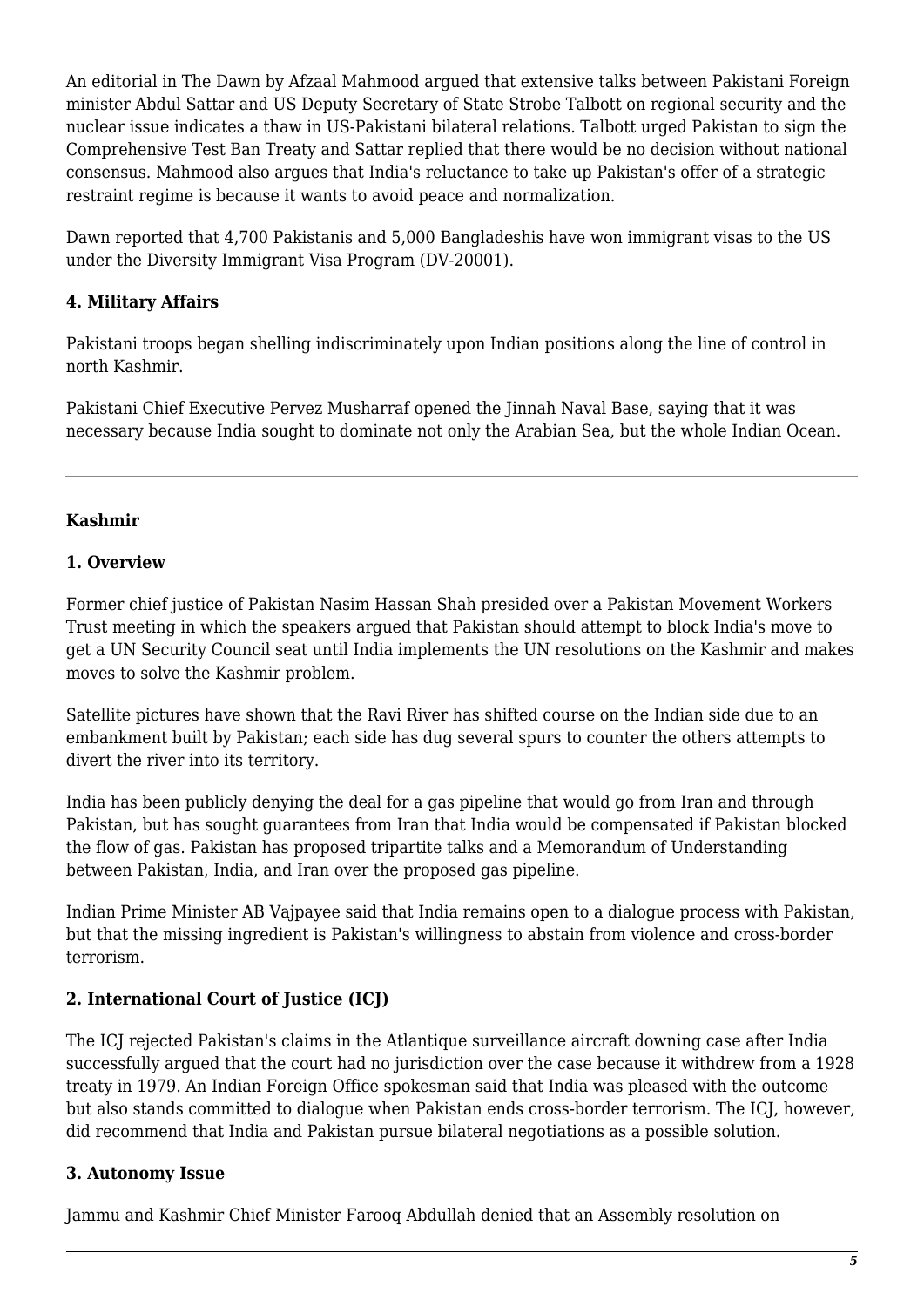An editorial in The Dawn by Afzaal Mahmood argued that extensive talks between Pakistani Foreign minister Abdul Sattar and US Deputy Secretary of State Strobe Talbott on regional security and the nuclear issue indicates a thaw in US-Pakistani bilateral relations. Talbott urged Pakistan to sign the Comprehensive Test Ban Treaty and Sattar replied that there would be no decision without national consensus. Mahmood also argues that India's reluctance to take up Pakistan's offer of a strategic restraint regime is because it wants to avoid peace and normalization.

Dawn reported that 4,700 Pakistanis and 5,000 Bangladeshis have won immigrant visas to the US under the Diversity Immigrant Visa Program (DV-20001).

**4. Military Affairs**

Pakistani troops began shelling indiscriminately upon Indian positions along the line of control in north Kashmir.

Pakistani Chief Executive Pervez Musharraf opened the Jinnah Naval Base, saying that it was necessary because India sought to dominate not only the Arabian Sea, but the whole Indian Ocean.

---

**Kashmir**

**1. Overview**

Former chief justice of Pakistan Nasim Hassan Shah presided over a Pakistan Movement Workers Trust meeting in which the speakers argued that Pakistan should attempt to block India's move to get a UN Security Council seat until India implements the UN resolutions on the Kashmir and makes moves to solve the Kashmir problem.

Satellite pictures have shown that the Ravi River has shifted course on the Indian side due to an embankment built by Pakistan; each side has dug several spurs to counter the others attempts to divert the river into its territory.

India has been publicly denying the deal for a gas pipeline that would go from Iran and through Pakistan, but has sought guarantees from Iran that India would be compensated if Pakistan blocked the flow of gas. Pakistan has proposed tripartite talks and a Memorandum of Understanding between Pakistan, India, and Iran over the proposed gas pipeline.

Indian Prime Minister AB Vajpayee said that India remains open to a dialogue process with Pakistan, but that the missing ingredient is Pakistan's willingness to abstain from violence and cross-border terrorism.

**2. International Court of Justice (ICJ)**

The ICJ rejected Pakistan's claims in the Atlantique surveillance aircraft downing case after India successfully argued that the court had no jurisdiction over the case because it withdrew from a 1928 treaty in 1979. An Indian Foreign Office spokesman said that India was pleased with the outcome but also stands committed to dialogue when Pakistan ends cross-border terrorism. The ICJ, however, did recommend that India and Pakistan pursue bilateral negotiations as a possible solution.

**3. Autonomy Issue**

Jammu and Kashmir Chief Minister Farooq Abdullah denied that an Assembly resolution on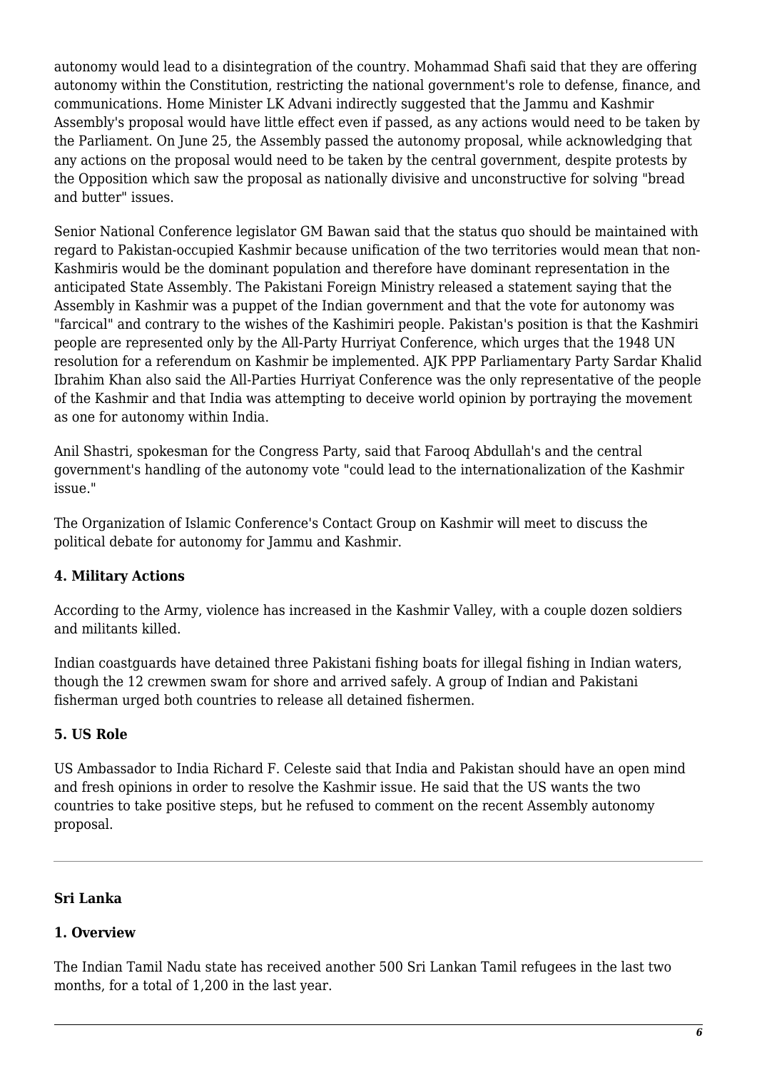autonomy would lead to a disintegration of the country. Mohammad Shafi said that they are offering autonomy within the Constitution, restricting the national government's role to defense, finance, and communications. Home Minister LK Advani indirectly suggested that the Jammu and Kashmir Assembly's proposal would have little effect even if passed, as any actions would need to be taken by the Parliament. On June 25, the Assembly passed the autonomy proposal, while acknowledging that any actions on the proposal would need to be taken by the central government, despite protests by the Opposition which saw the proposal as nationally divisive and unconstructive for solving "bread and butter" issues.

Senior National Conference legislator GM Bawan said that the status quo should be maintained with regard to Pakistan-occupied Kashmir because unification of the two territories would mean that non-Kashmiris would be the dominant population and therefore have dominant representation in the anticipated State Assembly. The Pakistani Foreign Ministry released a statement saying that the Assembly in Kashmir was a puppet of the Indian government and that the vote for autonomy was "farcical" and contrary to the wishes of the Kashimiri people. Pakistan's position is that the Kashmiri people are represented only by the All-Party Hurriyat Conference, which urges that the 1948 UN resolution for a referendum on Kashmir be implemented. AJK PPP Parliamentary Party Sardar Khalid Ibrahim Khan also said the All-Parties Hurriyat Conference was the only representative of the people of the Kashmir and that India was attempting to deceive world opinion by portraying the movement as one for autonomy within India.

Anil Shastri, spokesman for the Congress Party, said that Farooq Abdullah's and the central government's handling of the autonomy vote "could lead to the internationalization of the Kashmir issue."

The Organization of Islamic Conference's Contact Group on Kashmir will meet to discuss the political debate for autonomy for Jammu and Kashmir.

**4. Military Actions**

According to the Army, violence has increased in the Kashmir Valley, with a couple dozen soldiers and militants killed.

Indian coastguards have detained three Pakistani fishing boats for illegal fishing in Indian waters, though the 12 crewmen swam for shore and arrived safely. A group of Indian and Pakistani fisherman urged both countries to release all detained fishermen.

**5. US Role**

US Ambassador to India Richard F. Celeste said that India and Pakistan should have an open mind and fresh opinions in order to resolve the Kashmir issue. He said that the US wants the two countries to take positive steps, but he refused to comment on the recent Assembly autonomy proposal.

---

**Sri Lanka**

**1. Overview**

The Indian Tamil Nadu state has received another 500 Sri Lankan Tamil refugees in the last two months, for a total of 1,200 in the last year.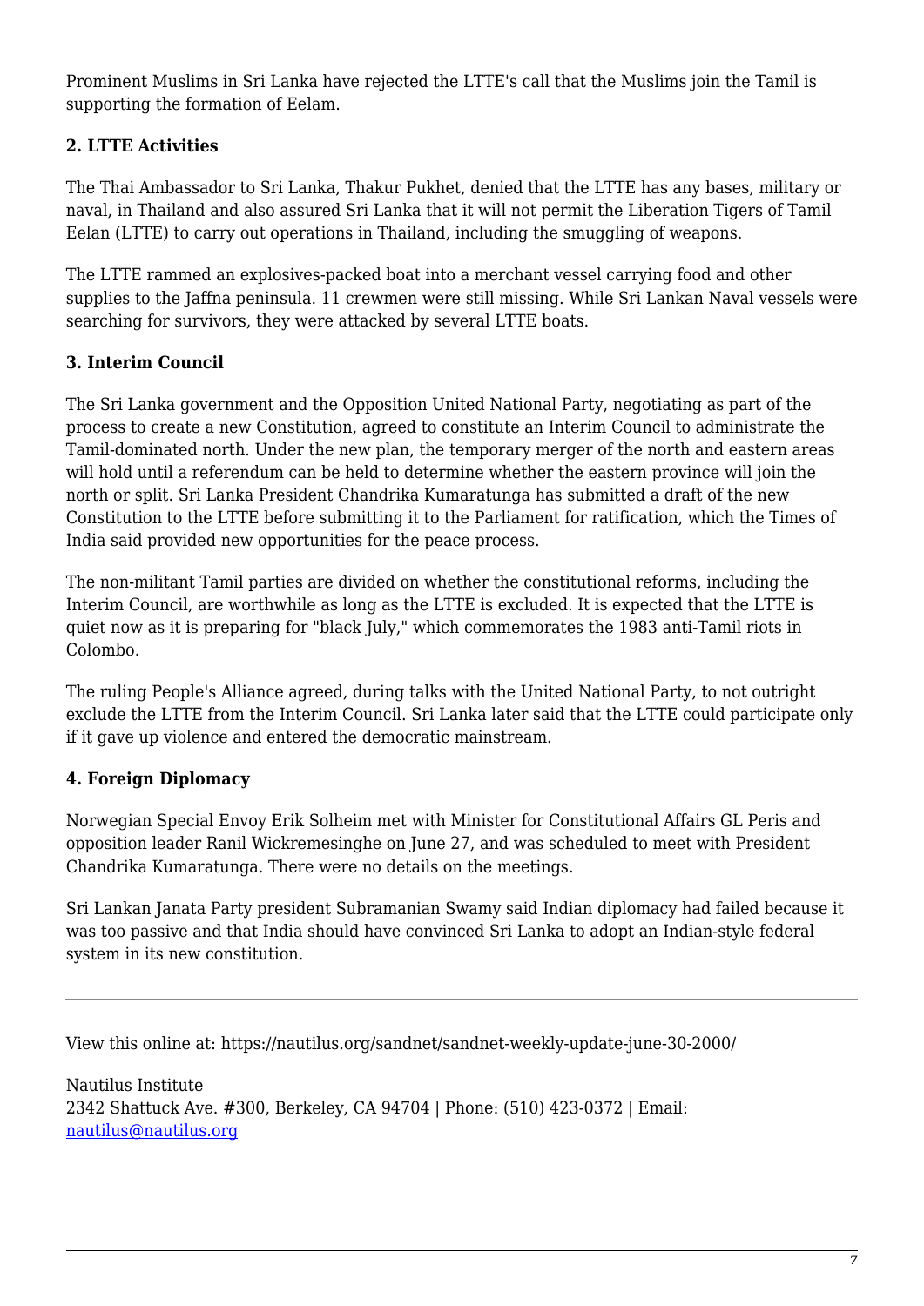Prominent Muslims in Sri Lanka have rejected the LTTE's call that the Muslims join the Tamil is supporting the formation of Eelam.

### 2. LTTE Activities

The Thai Ambassador to Sri Lanka, Thakur Pukhet, denied that the LTTE has any bases, military or naval, in Thailand and also assured Sri Lanka that it will not permit the Liberation Tigers of Tamil Eelan (LTTE) to carry out operations in Thailand, including the smuggling of weapons.

The LTTE rammed an explosives-packed boat into a merchant vessel carrying food and other supplies to the Jaffna peninsula. 11 crewmen were still missing. While Sri Lankan Naval vessels were searching for survivors, they were attacked by several LTTE boats.

### 3. Interim Council

The Sri Lanka government and the Opposition United National Party, negotiating as part of the process to create a new Constitution, agreed to constitute an Interim Council to administrate the Tamil-dominated north. Under the new plan, the temporary merger of the north and eastern areas will hold until a referendum can be held to determine whether the eastern province will join the north or split. Sri Lanka President Chandrika Kumaratunga has submitted a draft of the new Constitution to the LTTE before submitting it to the Parliament for ratification, which the Times of India said provided new opportunities for the peace process.

The non-militant Tamil parties are divided on whether the constitutional reforms, including the Interim Council, are worthwhile as long as the LTTE is excluded. It is expected that the LTTE is quiet now as it is preparing for "black July," which commemorates the 1983 anti-Tamil riots in Colombo.

The ruling People's Alliance agreed, during talks with the United National Party, to not outright exclude the LTTE from the Interim Council. Sri Lanka later said that the LTTE could participate only if it gave up violence and entered the democratic mainstream.

### 4. Foreign Diplomacy

Norwegian Special Envoy Erik Solheim met with Minister for Constitutional Affairs GL Peris and opposition leader Ranil Wickremesinghe on June 27, and was scheduled to meet with President Chandrika Kumaratunga. There were no details on the meetings.

Sri Lankan Janata Party president Subramanian Swamy said Indian diplomacy had failed because it was too passive and that India should have convinced Sri Lanka to adopt an Indian-style federal system in its new constitution.

---

View this online at: https://nautilus.org/sandnet/sandnet-weekly-update-june-30-2000/

Nautilus Institute
2342 Shattuck Ave. #300, Berkeley, CA 94704 | Phone: (510) 423-0372 | Email: [nautilus@nautilus.org](mailto:nautilus@nautilus.org)